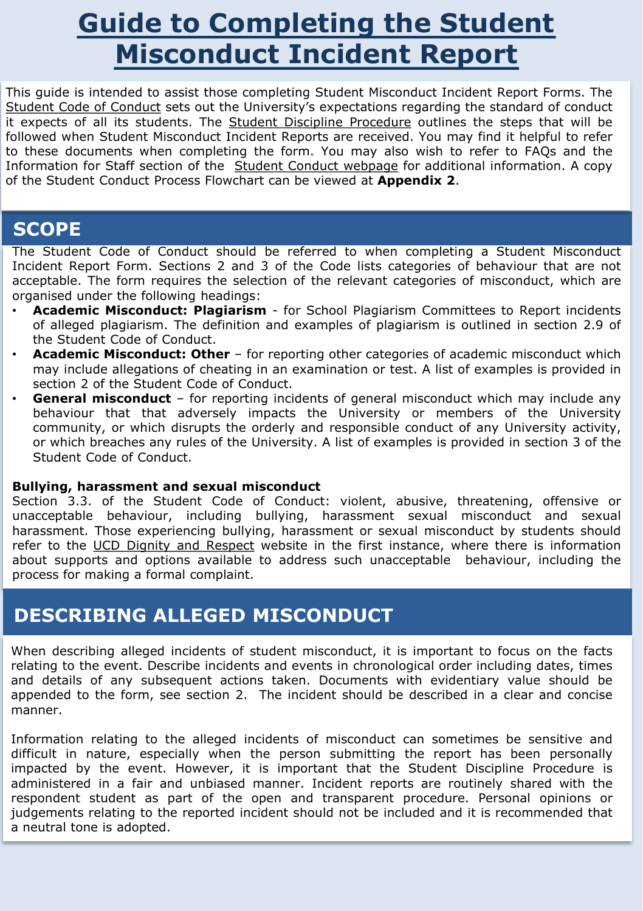# Guide to Completing the Student Misconduct Incident Report

This guide is intended to assist those completing Student Misconduct Incident Report Forms. The Student Code of Conduct sets out the University's expectations regarding the standard of conduct it expects of all its students. The Student Discipline Procedure outlines the steps that will be followed when Student Misconduct Incident Reports are received. You may find it helpful to refer to these documents when completing the form. You may also wish to refer to FAQs and the Information for Staff section of the Student Conduct webpage for additional information. A copy of the Student Conduct Process Flowchart can be viewed at **Appendix 2**.

## SCOPE

The Student Code of Conduct should be referred to when completing a Student Misconduct Incident Report Form. Sections 2 and 3 of the Code lists categories of behaviour that are not acceptable. The form requires the selection of the relevant categories of misconduct, which are organised under the following headings:

- **Academic Misconduct: Plagiarism** - for School Plagiarism Committees to Report incidents of alleged plagiarism. The definition and examples of plagiarism is outlined in section 2.9 of the Student Code of Conduct.
- **Academic Misconduct: Other** – for reporting other categories of academic misconduct which may include allegations of cheating in an examination or test. A list of examples is provided in section 2 of the Student Code of Conduct.
- **General misconduct** – for reporting incidents of general misconduct which may include any behaviour that that adversely impacts the University or members of the University community, or which disrupts the orderly and responsible conduct of any University activity, or which breaches any rules of the University. A list of examples is provided in section 3 of the Student Code of Conduct.

**Bullying, harassment and sexual misconduct**

Section 3.3. of the Student Code of Conduct: violent, abusive, threatening, offensive or unacceptable behaviour, including bullying, harassment sexual misconduct and sexual harassment. Those experiencing bullying, harassment or sexual misconduct by students should refer to the UCD Dignity and Respect website in the first instance, where there is information about supports and options available to address such unacceptable behaviour, including the process for making a formal complaint.

## DESCRIBING ALLEGED MISCONDUCT

When describing alleged incidents of student misconduct, it is important to focus on the facts relating to the event. Describe incidents and events in chronological order including dates, times and details of any subsequent actions taken. Documents with evidentiary value should be appended to the form, see section 2. The incident should be described in a clear and concise manner.

Information relating to the alleged incidents of misconduct can sometimes be sensitive and difficult in nature, especially when the person submitting the report has been personally impacted by the event. However, it is important that the Student Discipline Procedure is administered in a fair and unbiased manner. Incident reports are routinely shared with the respondent student as part of the open and transparent procedure. Personal opinions or judgements relating to the reported incident should not be included and it is recommended that a neutral tone is adopted.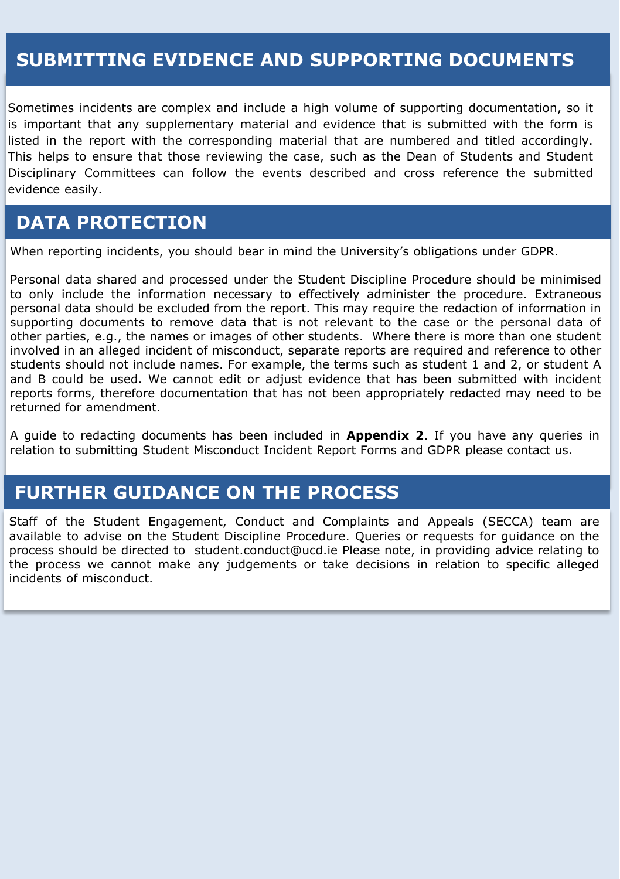## SUBMITTING EVIDENCE AND SUPPORTING DOCUMENTS

Sometimes incidents are complex and include a high volume of supporting documentation, so it is important that any supplementary material and evidence that is submitted with the form is listed in the report with the corresponding material that are numbered and titled accordingly. This helps to ensure that those reviewing the case, such as the Dean of Students and Student Disciplinary Committees can follow the events described and cross reference the submitted evidence easily.

## DATA PROTECTION

When reporting incidents, you should bear in mind the University's obligations under GDPR.

Personal data shared and processed under the Student Discipline Procedure should be minimised to only include the information necessary to effectively administer the procedure. Extraneous personal data should be excluded from the report. This may require the redaction of information in supporting documents to remove data that is not relevant to the case or the personal data of other parties, e.g., the names or images of other students. Where there is more than one student involved in an alleged incident of misconduct, separate reports are required and reference to other students should not include names. For example, the terms such as student 1 and 2, or student A and B could be used. We cannot edit or adjust evidence that has been submitted with incident reports forms, therefore documentation that has not been appropriately redacted may need to be returned for amendment.

A guide to redacting documents has been included in **Appendix 2**. If you have any queries in relation to submitting Student Misconduct Incident Report Forms and GDPR please contact us.

## FURTHER GUIDANCE ON THE PROCESS

Staff of the Student Engagement, Conduct and Complaints and Appeals (SECCA) team are available to advise on the Student Discipline Procedure. Queries or requests for guidance on the process should be directed to student.conduct@ucd.ie Please note, in providing advice relating to the process we cannot make any judgements or take decisions in relation to specific alleged incidents of misconduct.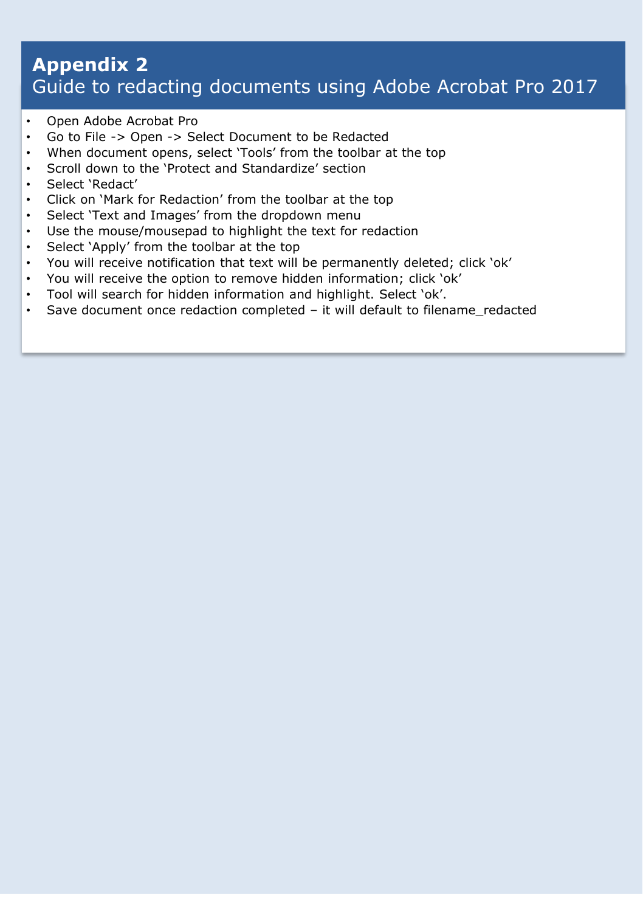# Appendix 2
## Guide to redacting documents using Adobe Acrobat Pro 2017

- Open Adobe Acrobat Pro
- Go to File -> Open -> Select Document to be Redacted
- When document opens, select 'Tools' from the toolbar at the top
- Scroll down to the 'Protect and Standardize' section
- Select 'Redact'
- Click on 'Mark for Redaction' from the toolbar at the top
- Select 'Text and Images' from the dropdown menu
- Use the mouse/mousepad to highlight the text for redaction
- Select 'Apply' from the toolbar at the top
- You will receive notification that text will be permanently deleted; click 'ok'
- You will receive the option to remove hidden information; click 'ok'
- Tool will search for hidden information and highlight. Select 'ok'.
- Save document once redaction completed – it will default to filename_redacted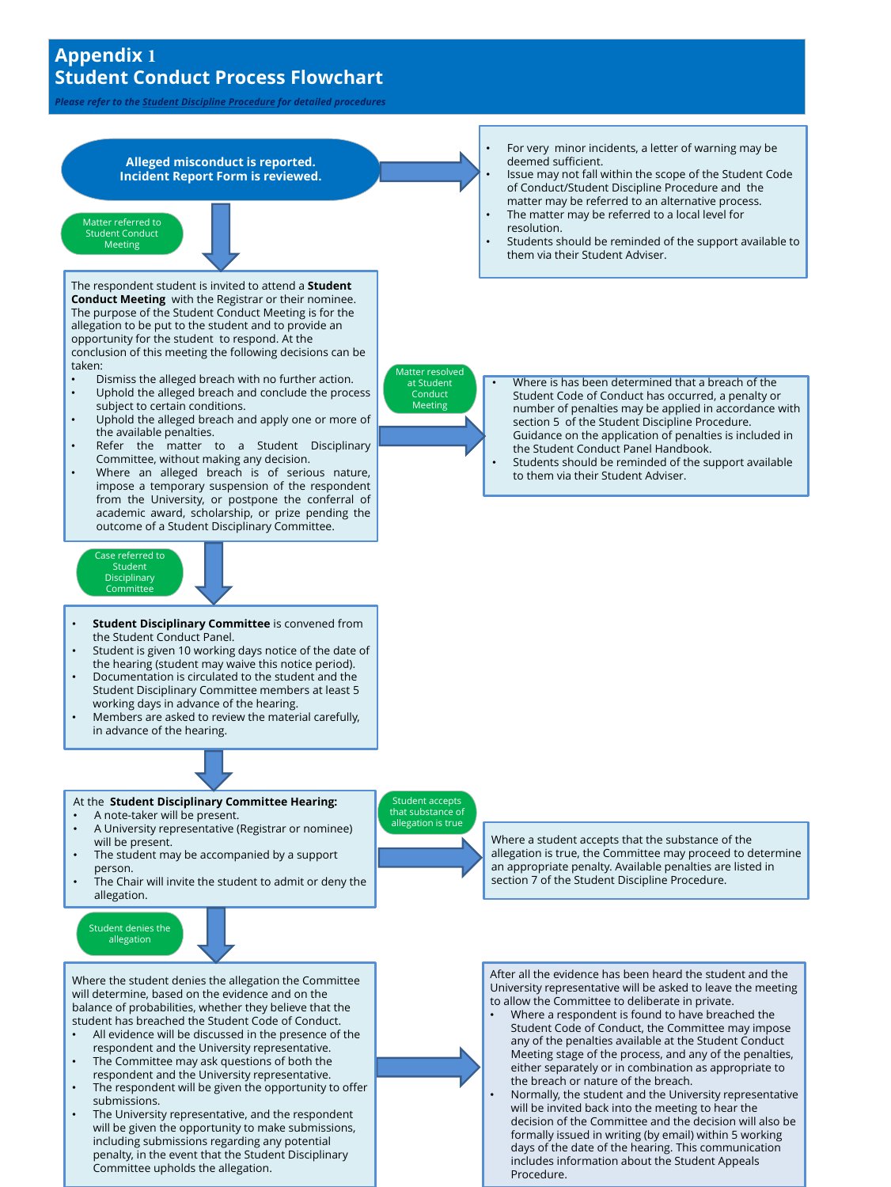# Appendix 1
# Student Conduct Process Flowchart

*Please refer to the Student Discipline Procedure for detailed procedures*

**Alleged misconduct is reported. Incident Report Form is reviewed.**

- For very minor incidents, a letter of warning may be deemed sufficient.
- Issue may not fall within the scope of the Student Code of Conduct/Student Discipline Procedure and the matter may be referred to an alternative process.
- The matter may be referred to a local level for resolution.
- Students should be reminded of the support available to them via their Student Adviser.

Matter referred to Student Conduct Meeting

The respondent student is invited to attend a **Student Conduct Meeting** with the Registrar or their nominee. The purpose of the Student Conduct Meeting is for the allegation to be put to the student and to provide an opportunity for the student to respond. At the conclusion of this meeting the following decisions can be taken:

- Dismiss the alleged breach with no further action.
- Uphold the alleged breach and conclude the process subject to certain conditions.
- Uphold the alleged breach and apply one or more of the available penalties.
- Refer the matter to a Student Disciplinary Committee, without making any decision.
- Where an alleged breach is of serious nature, impose a temporary suspension of the respondent from the University, or postpone the conferral of academic award, scholarship, or prize pending the outcome of a Student Disciplinary Committee.

Matter resolved at Student Conduct Meeting

- Where is has been determined that a breach of the Student Code of Conduct has occurred, a penalty or number of penalties may be applied in accordance with section 5 of the Student Discipline Procedure. Guidance on the application of penalties is included in the Student Conduct Panel Handbook.
- Students should be reminded of the support available to them via their Student Adviser.

Case referred to Student Disciplinary Committee

- **Student Disciplinary Committee** is convened from the Student Conduct Panel.
- Student is given 10 working days notice of the date of the hearing (student may waive this notice period).
- Documentation is circulated to the student and the Student Disciplinary Committee members at least 5 working days in advance of the hearing.
- Members are asked to review the material carefully, in advance of the hearing.

At the **Student Disciplinary Committee Hearing:**

- A note-taker will be present.
- A University representative (Registrar or nominee) will be present.
- The student may be accompanied by a support person.
- The Chair will invite the student to admit or deny the allegation.

Student accepts that substance of allegation is true

Where a student accepts that the substance of the allegation is true, the Committee may proceed to determine an appropriate penalty. Available penalties are listed in section 7 of the Student Discipline Procedure.

Student denies the allegation

Where the student denies the allegation the Committee will determine, based on the evidence and on the balance of probabilities, whether they believe that the student has breached the Student Code of Conduct.

- All evidence will be discussed in the presence of the respondent and the University representative.
- The Committee may ask questions of both the respondent and the University representative.
- The respondent will be given the opportunity to offer submissions.
- The University representative, and the respondent will be given the opportunity to make submissions, including submissions regarding any potential penalty, in the event that the Student Disciplinary Committee upholds the allegation.

After all the evidence has been heard the student and the University representative will be asked to leave the meeting to allow the Committee to deliberate in private.

- Where a respondent is found to have breached the Student Code of Conduct, the Committee may impose any of the penalties available at the Student Conduct Meeting stage of the process, and any of the penalties, either separately or in combination as appropriate to the breach or nature of the breach.
- Normally, the student and the University representative will be invited back into the meeting to hear the decision of the Committee and the decision will also be formally issued in writing (by email) within 5 working days of the date of the hearing. This communication includes information about the Student Appeals Procedure.